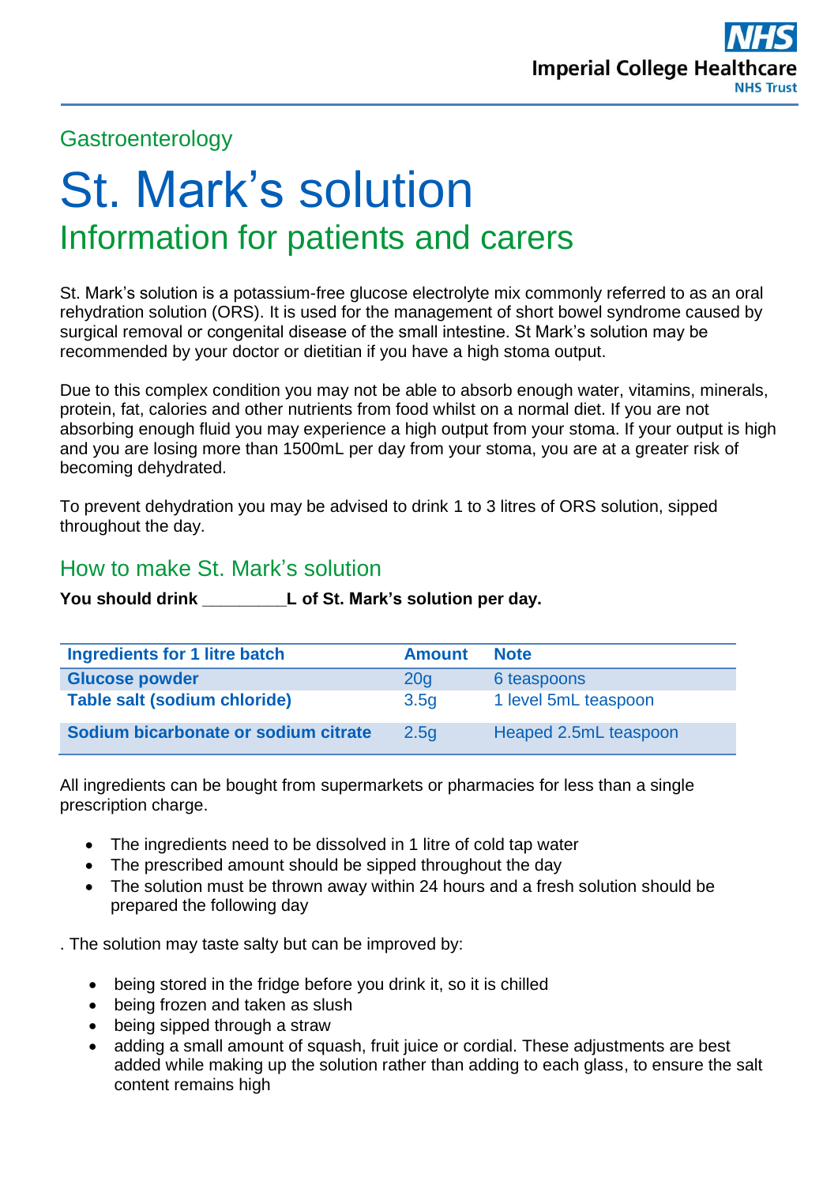Gastroenterology

# St. Mark's solution

## Information for patients and carers

St. Mark's solution is a potassium-free glucose electrolyte mix commonly referred to as an oral rehydration solution (ORS). It is used for the management of short bowel syndrome caused by surgical removal or congenital disease of the small intestine. St Mark's solution may be recommended by your doctor or dietitian if you have a high stoma output.

Due to this complex condition you may not be able to absorb enough water, vitamins, minerals, protein, fat, calories and other nutrients from food whilst on a normal diet. If you are not absorbing enough fluid you may experience a high output from your stoma. If your output is high and you are losing more than 1500mL per day from your stoma, you are at a greater risk of becoming dehydrated.

To prevent dehydration you may be advised to drink 1 to 3 litres of ORS solution, sipped throughout the day.

## How to make St. Mark's solution

**You should drink _________L of St. Mark's solution per day.**

| Ingredients for 1 litre batch | Amount | Note |
|---|---|---|
| **Glucose powder** | 20g | 6 teaspoons |
| **Table salt (sodium chloride)** | 3.5g | 1 level 5mL teaspoon |
| **Sodium bicarbonate or sodium citrate** | 2.5g | Heaped 2.5mL teaspoon |

All ingredients can be bought from supermarkets or pharmacies for less than a single prescription charge.

- The ingredients need to be dissolved in 1 litre of cold tap water
- The prescribed amount should be sipped throughout the day
- The solution must be thrown away within 24 hours and a fresh solution should be prepared the following day

. The solution may taste salty but can be improved by:

- being stored in the fridge before you drink it, so it is chilled
- being frozen and taken as slush
- being sipped through a straw
- adding a small amount of squash, fruit juice or cordial. These adjustments are best added while making up the solution rather than adding to each glass, to ensure the salt content remains high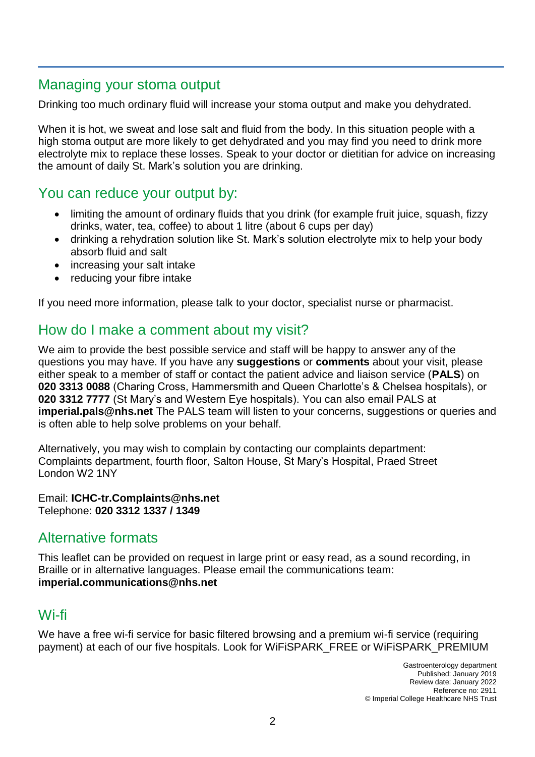## Managing your stoma output

Drinking too much ordinary fluid will increase your stoma output and make you dehydrated.

When it is hot, we sweat and lose salt and fluid from the body. In this situation people with a high stoma output are more likely to get dehydrated and you may find you need to drink more electrolyte mix to replace these losses. Speak to your doctor or dietitian for advice on increasing the amount of daily St. Mark's solution you are drinking.

## You can reduce your output by:

- limiting the amount of ordinary fluids that you drink (for example fruit juice, squash, fizzy drinks, water, tea, coffee) to about 1 litre (about 6 cups per day)
- drinking a rehydration solution like St. Mark's solution electrolyte mix to help your body absorb fluid and salt
- increasing your salt intake
- reducing your fibre intake

If you need more information, please talk to your doctor, specialist nurse or pharmacist.

## How do I make a comment about my visit?

We aim to provide the best possible service and staff will be happy to answer any of the questions you may have. If you have any **suggestions** or **comments** about your visit, please either speak to a member of staff or contact the patient advice and liaison service (**PALS**) on **020 3313 0088** (Charing Cross, Hammersmith and Queen Charlotte's & Chelsea hospitals), or **020 3312 7777** (St Mary's and Western Eye hospitals). You can also email PALS at **imperial.pals@nhs.net** The PALS team will listen to your concerns, suggestions or queries and is often able to help solve problems on your behalf.

Alternatively, you may wish to complain by contacting our complaints department:
Complaints department, fourth floor, Salton House, St Mary's Hospital, Praed Street
London W2 1NY

Email: **ICHC-tr.Complaints@nhs.net**
Telephone: **020 3312 1337 / 1349**

## Alternative formats

This leaflet can be provided on request in large print or easy read, as a sound recording, in Braille or in alternative languages. Please email the communications team: **imperial.communications@nhs.net**

## Wi-fi

We have a free wi-fi service for basic filtered browsing and a premium wi-fi service (requiring payment) at each of our five hospitals. Look for WiFiSPARK_FREE or WiFiSPARK_PREMIUM

Gastroenterology department
Published: January 2019
Review date: January 2022
Reference no: 2911
© Imperial College Healthcare NHS Trust